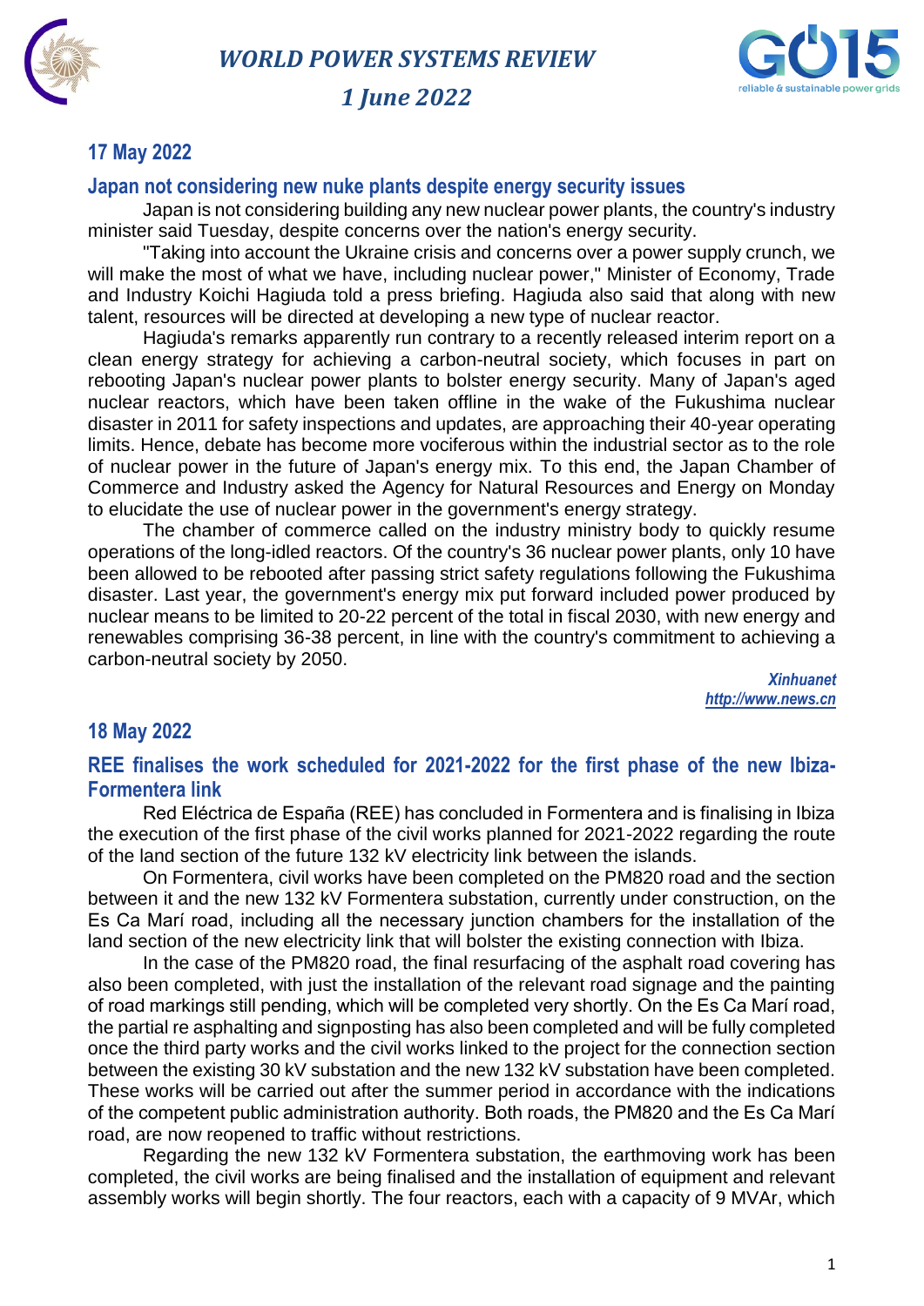# WORLD POWER SYSTEMS REVIEW

## *1 June 2022*

## 17 May 2022

### Japan not considering new nuke plants despite energy security issues

Japan is not considering building any new nuclear power plants, the country's industry minister said Tuesday, despite concerns over the nation's energy security.

"Taking into account the Ukraine crisis and concerns over a power supply crunch, we will make the most of what we have, including nuclear power," Minister of Economy, Trade and Industry Koichi Hagiuda told a press briefing. Hagiuda also said that along with new talent, resources will be directed at developing a new type of nuclear reactor.

Hagiuda's remarks apparently run contrary to a recently released interim report on a clean energy strategy for achieving a carbon-neutral society, which focuses in part on rebooting Japan's nuclear power plants to bolster energy security. Many of Japan's aged nuclear reactors, which have been taken offline in the wake of the Fukushima nuclear disaster in 2011 for safety inspections and updates, are approaching their 40-year operating limits. Hence, debate has become more vociferous within the industrial sector as to the role of nuclear power in the future of Japan's energy mix. To this end, the Japan Chamber of Commerce and Industry asked the Agency for Natural Resources and Energy on Monday to elucidate the use of nuclear power in the government's energy strategy.

The chamber of commerce called on the industry ministry body to quickly resume operations of the long-idled reactors. Of the country's 36 nuclear power plants, only 10 have been allowed to be rebooted after passing strict safety regulations following the Fukushima disaster. Last year, the government's energy mix put forward included power produced by nuclear means to be limited to 20-22 percent of the total in fiscal 2030, with new energy and renewables comprising 36-38 percent, in line with the country's commitment to achieving a carbon-neutral society by 2050.

*Xinhuanet*
*http://www.news.cn*

## 18 May 2022

### REE finalises the work scheduled for 2021-2022 for the first phase of the new Ibiza-Formentera link

Red Eléctrica de España (REE) has concluded in Formentera and is finalising in Ibiza the execution of the first phase of the civil works planned for 2021-2022 regarding the route of the land section of the future 132 kV electricity link between the islands.

On Formentera, civil works have been completed on the PM820 road and the section between it and the new 132 kV Formentera substation, currently under construction, on the Es Ca Marí road, including all the necessary junction chambers for the installation of the land section of the new electricity link that will bolster the existing connection with Ibiza.

In the case of the PM820 road, the final resurfacing of the asphalt road covering has also been completed, with just the installation of the relevant road signage and the painting of road markings still pending, which will be completed very shortly. On the Es Ca Marí road, the partial re asphalting and signposting has also been completed and will be fully completed once the third party works and the civil works linked to the project for the connection section between the existing 30 kV substation and the new 132 kV substation have been completed. These works will be carried out after the summer period in accordance with the indications of the competent public administration authority. Both roads, the PM820 and the Es Ca Marí road, are now reopened to traffic without restrictions.

Regarding the new 132 kV Formentera substation, the earthmoving work has been completed, the civil works are being finalised and the installation of equipment and relevant assembly works will begin shortly. The four reactors, each with a capacity of 9 MVAr, which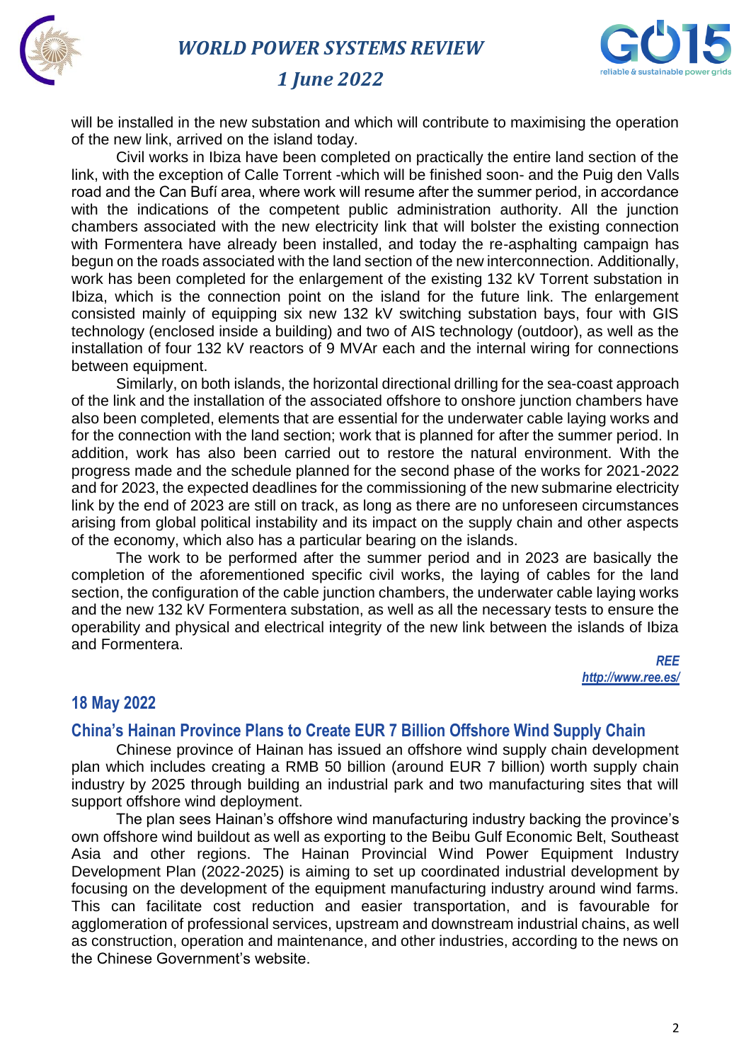will be installed in the new substation and which will contribute to maximising the operation of the new link, arrived on the island today.

Civil works in Ibiza have been completed on practically the entire land section of the link, with the exception of Calle Torrent -which will be finished soon- and the Puig den Valls road and the Can Bufí area, where work will resume after the summer period, in accordance with the indications of the competent public administration authority. All the junction chambers associated with the new electricity link that will bolster the existing connection with Formentera have already been installed, and today the re-asphalting campaign has begun on the roads associated with the land section of the new interconnection. Additionally, work has been completed for the enlargement of the existing 132 kV Torrent substation in Ibiza, which is the connection point on the island for the future link. The enlargement consisted mainly of equipping six new 132 kV switching substation bays, four with GIS technology (enclosed inside a building) and two of AIS technology (outdoor), as well as the installation of four 132 kV reactors of 9 MVAr each and the internal wiring for connections between equipment.

Similarly, on both islands, the horizontal directional drilling for the sea-coast approach of the link and the installation of the associated offshore to onshore junction chambers have also been completed, elements that are essential for the underwater cable laying works and for the connection with the land section; work that is planned for after the summer period. In addition, work has also been carried out to restore the natural environment. With the progress made and the schedule planned for the second phase of the works for 2021-2022 and for 2023, the expected deadlines for the commissioning of the new submarine electricity link by the end of 2023 are still on track, as long as there are no unforeseen circumstances arising from global political instability and its impact on the supply chain and other aspects of the economy, which also has a particular bearing on the islands.

The work to be performed after the summer period and in 2023 are basically the completion of the aforementioned specific civil works, the laying of cables for the land section, the configuration of the cable junction chambers, the underwater cable laying works and the new 132 kV Formentera substation, as well as all the necessary tests to ensure the operability and physical and electrical integrity of the new link between the islands of Ibiza and Formentera.

***REE***
***http://www.ree.es/***

## 18 May 2022

### China's Hainan Province Plans to Create EUR 7 Billion Offshore Wind Supply Chain

Chinese province of Hainan has issued an offshore wind supply chain development plan which includes creating a RMB 50 billion (around EUR 7 billion) worth supply chain industry by 2025 through building an industrial park and two manufacturing sites that will support offshore wind deployment.

The plan sees Hainan's offshore wind manufacturing industry backing the province's own offshore wind buildout as well as exporting to the Beibu Gulf Economic Belt, Southeast Asia and other regions. The Hainan Provincial Wind Power Equipment Industry Development Plan (2022-2025) is aiming to set up coordinated industrial development by focusing on the development of the equipment manufacturing industry around wind farms. This can facilitate cost reduction and easier transportation, and is favourable for agglomeration of professional services, upstream and downstream industrial chains, as well as construction, operation and maintenance, and other industries, according to the news on the Chinese Government's website.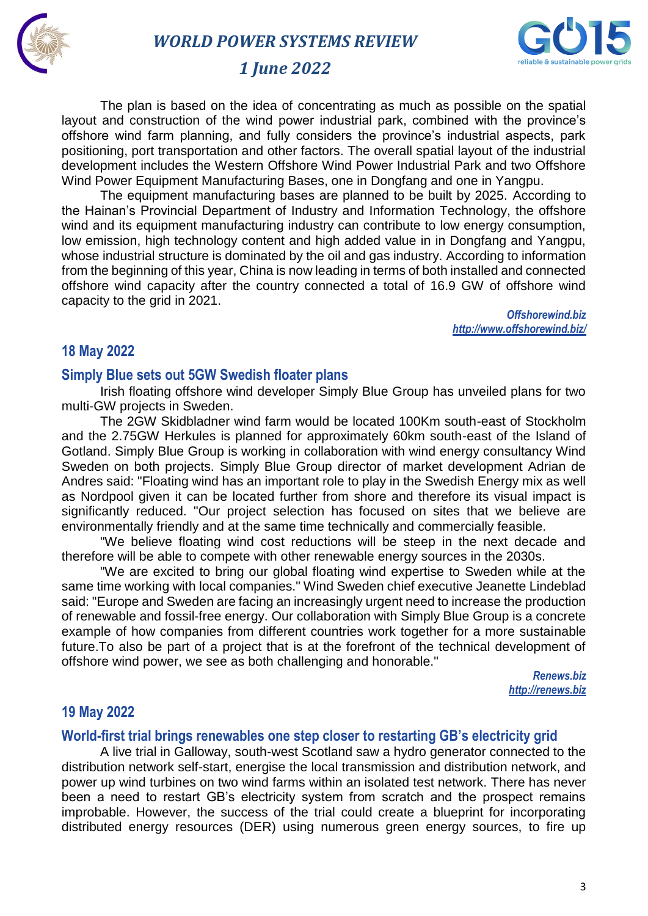The plan is based on the idea of concentrating as much as possible on the spatial layout and construction of the wind power industrial park, combined with the province's offshore wind farm planning, and fully considers the province's industrial aspects, park positioning, port transportation and other factors. The overall spatial layout of the industrial development includes the Western Offshore Wind Power Industrial Park and two Offshore Wind Power Equipment Manufacturing Bases, one in Dongfang and one in Yangpu.

The equipment manufacturing bases are planned to be built by 2025. According to the Hainan's Provincial Department of Industry and Information Technology, the offshore wind and its equipment manufacturing industry can contribute to low energy consumption, low emission, high technology content and high added value in in Dongfang and Yangpu, whose industrial structure is dominated by the oil and gas industry. According to information from the beginning of this year, China is now leading in terms of both installed and connected offshore wind capacity after the country connected a total of 16.9 GW of offshore wind capacity to the grid in 2021.

*Offshorewind.biz*
*http://www.offshorewind.biz/*

## 18 May 2022

### Simply Blue sets out 5GW Swedish floater plans

Irish floating offshore wind developer Simply Blue Group has unveiled plans for two multi-GW projects in Sweden.

The 2GW Skidbladner wind farm would be located 100Km south-east of Stockholm and the 2.75GW Herkules is planned for approximately 60km south-east of the Island of Gotland. Simply Blue Group is working in collaboration with wind energy consultancy Wind Sweden on both projects. Simply Blue Group director of market development Adrian de Andres said: "Floating wind has an important role to play in the Swedish Energy mix as well as Nordpool given it can be located further from shore and therefore its visual impact is significantly reduced. "Our project selection has focused on sites that we believe are environmentally friendly and at the same time technically and commercially feasible.

"We believe floating wind cost reductions will be steep in the next decade and therefore will be able to compete with other renewable energy sources in the 2030s.

"We are excited to bring our global floating wind expertise to Sweden while at the same time working with local companies." Wind Sweden chief executive Jeanette Lindeblad said: "Europe and Sweden are facing an increasingly urgent need to increase the production of renewable and fossil-free energy. Our collaboration with Simply Blue Group is a concrete example of how companies from different countries work together for a more sustainable future.To also be part of a project that is at the forefront of the technical development of offshore wind power, we see as both challenging and honorable."

*Renews.biz*
*http://renews.biz*

## 19 May 2022

### World-first trial brings renewables one step closer to restarting GB's electricity grid

A live trial in Galloway, south-west Scotland saw a hydro generator connected to the distribution network self-start, energise the local transmission and distribution network, and power up wind turbines on two wind farms within an isolated test network. There has never been a need to restart GB's electricity system from scratch and the prospect remains improbable. However, the success of the trial could create a blueprint for incorporating distributed energy resources (DER) using numerous green energy sources, to fire up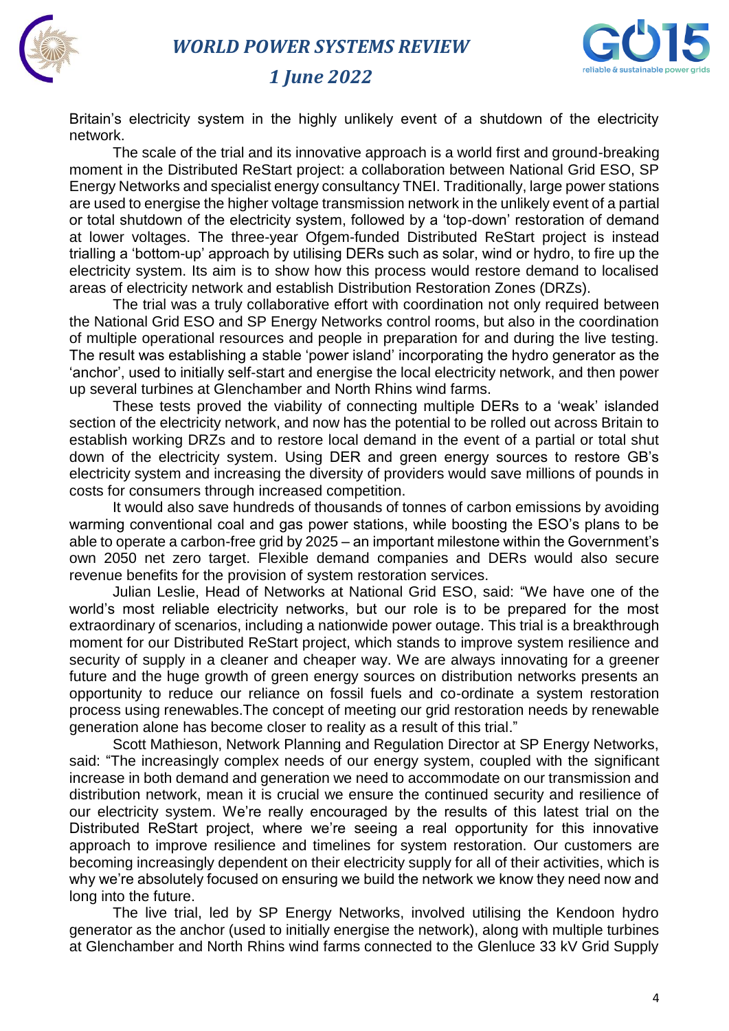Britain's electricity system in the highly unlikely event of a shutdown of the electricity network.

The scale of the trial and its innovative approach is a world first and ground-breaking moment in the Distributed ReStart project: a collaboration between National Grid ESO, SP Energy Networks and specialist energy consultancy TNEI. Traditionally, large power stations are used to energise the higher voltage transmission network in the unlikely event of a partial or total shutdown of the electricity system, followed by a 'top-down' restoration of demand at lower voltages. The three-year Ofgem-funded Distributed ReStart project is instead trialling a 'bottom-up' approach by utilising DERs such as solar, wind or hydro, to fire up the electricity system. Its aim is to show how this process would restore demand to localised areas of electricity network and establish Distribution Restoration Zones (DRZs).

The trial was a truly collaborative effort with coordination not only required between the National Grid ESO and SP Energy Networks control rooms, but also in the coordination of multiple operational resources and people in preparation for and during the live testing. The result was establishing a stable 'power island' incorporating the hydro generator as the 'anchor', used to initially self-start and energise the local electricity network, and then power up several turbines at Glenchamber and North Rhins wind farms.

These tests proved the viability of connecting multiple DERs to a 'weak' islanded section of the electricity network, and now has the potential to be rolled out across Britain to establish working DRZs and to restore local demand in the event of a partial or total shut down of the electricity system. Using DER and green energy sources to restore GB's electricity system and increasing the diversity of providers would save millions of pounds in costs for consumers through increased competition.

It would also save hundreds of thousands of tonnes of carbon emissions by avoiding warming conventional coal and gas power stations, while boosting the ESO's plans to be able to operate a carbon-free grid by 2025 – an important milestone within the Government's own 2050 net zero target. Flexible demand companies and DERs would also secure revenue benefits for the provision of system restoration services.

Julian Leslie, Head of Networks at National Grid ESO, said: "We have one of the world's most reliable electricity networks, but our role is to be prepared for the most extraordinary of scenarios, including a nationwide power outage. This trial is a breakthrough moment for our Distributed ReStart project, which stands to improve system resilience and security of supply in a cleaner and cheaper way. We are always innovating for a greener future and the huge growth of green energy sources on distribution networks presents an opportunity to reduce our reliance on fossil fuels and co-ordinate a system restoration process using renewables.The concept of meeting our grid restoration needs by renewable generation alone has become closer to reality as a result of this trial."

Scott Mathieson, Network Planning and Regulation Director at SP Energy Networks, said: "The increasingly complex needs of our energy system, coupled with the significant increase in both demand and generation we need to accommodate on our transmission and distribution network, mean it is crucial we ensure the continued security and resilience of our electricity system. We're really encouraged by the results of this latest trial on the Distributed ReStart project, where we're seeing a real opportunity for this innovative approach to improve resilience and timelines for system restoration. Our customers are becoming increasingly dependent on their electricity supply for all of their activities, which is why we're absolutely focused on ensuring we build the network we know they need now and long into the future.

The live trial, led by SP Energy Networks, involved utilising the Kendoon hydro generator as the anchor (used to initially energise the network), along with multiple turbines at Glenchamber and North Rhins wind farms connected to the Glenluce 33 kV Grid Supply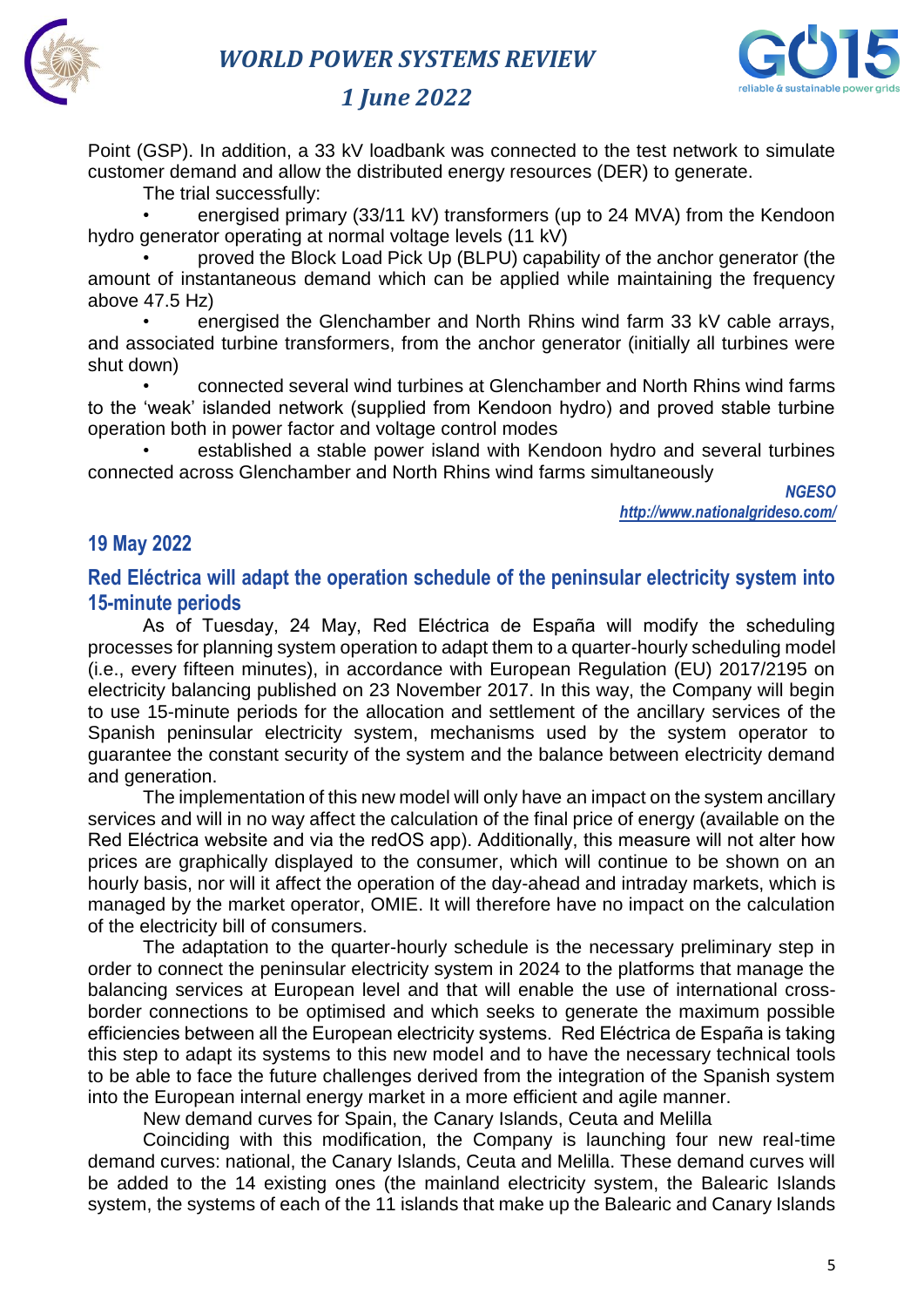Point (GSP). In addition, a 33 kV loadbank was connected to the test network to simulate customer demand and allow the distributed energy resources (DER) to generate.

The trial successfully:

- energised primary (33/11 kV) transformers (up to 24 MVA) from the Kendoon hydro generator operating at normal voltage levels (11 kV)
- proved the Block Load Pick Up (BLPU) capability of the anchor generator (the amount of instantaneous demand which can be applied while maintaining the frequency above 47.5 Hz)
- energised the Glenchamber and North Rhins wind farm 33 kV cable arrays, and associated turbine transformers, from the anchor generator (initially all turbines were shut down)
- connected several wind turbines at Glenchamber and North Rhins wind farms to the 'weak' islanded network (supplied from Kendoon hydro) and proved stable turbine operation both in power factor and voltage control modes
- established a stable power island with Kendoon hydro and several turbines connected across Glenchamber and North Rhins wind farms simultaneously

*NGESO*
*http://www.nationalgrideso.com/*

## 19 May 2022

### Red Eléctrica will adapt the operation schedule of the peninsular electricity system into 15-minute periods

As of Tuesday, 24 May, Red Eléctrica de España will modify the scheduling processes for planning system operation to adapt them to a quarter-hourly scheduling model (i.e., every fifteen minutes), in accordance with European Regulation (EU) 2017/2195 on electricity balancing published on 23 November 2017. In this way, the Company will begin to use 15-minute periods for the allocation and settlement of the ancillary services of the Spanish peninsular electricity system, mechanisms used by the system operator to guarantee the constant security of the system and the balance between electricity demand and generation.

The implementation of this new model will only have an impact on the system ancillary services and will in no way affect the calculation of the final price of energy (available on the Red Eléctrica website and via the redOS app). Additionally, this measure will not alter how prices are graphically displayed to the consumer, which will continue to be shown on an hourly basis, nor will it affect the operation of the day-ahead and intraday markets, which is managed by the market operator, OMIE. It will therefore have no impact on the calculation of the electricity bill of consumers.

The adaptation to the quarter-hourly schedule is the necessary preliminary step in order to connect the peninsular electricity system in 2024 to the platforms that manage the balancing services at European level and that will enable the use of international cross-border connections to be optimised and which seeks to generate the maximum possible efficiencies between all the European electricity systems. Red Eléctrica de España is taking this step to adapt its systems to this new model and to have the necessary technical tools to be able to face the future challenges derived from the integration of the Spanish system into the European internal energy market in a more efficient and agile manner.

New demand curves for Spain, the Canary Islands, Ceuta and Melilla

Coinciding with this modification, the Company is launching four new real-time demand curves: national, the Canary Islands, Ceuta and Melilla. These demand curves will be added to the 14 existing ones (the mainland electricity system, the Balearic Islands system, the systems of each of the 11 islands that make up the Balearic and Canary Islands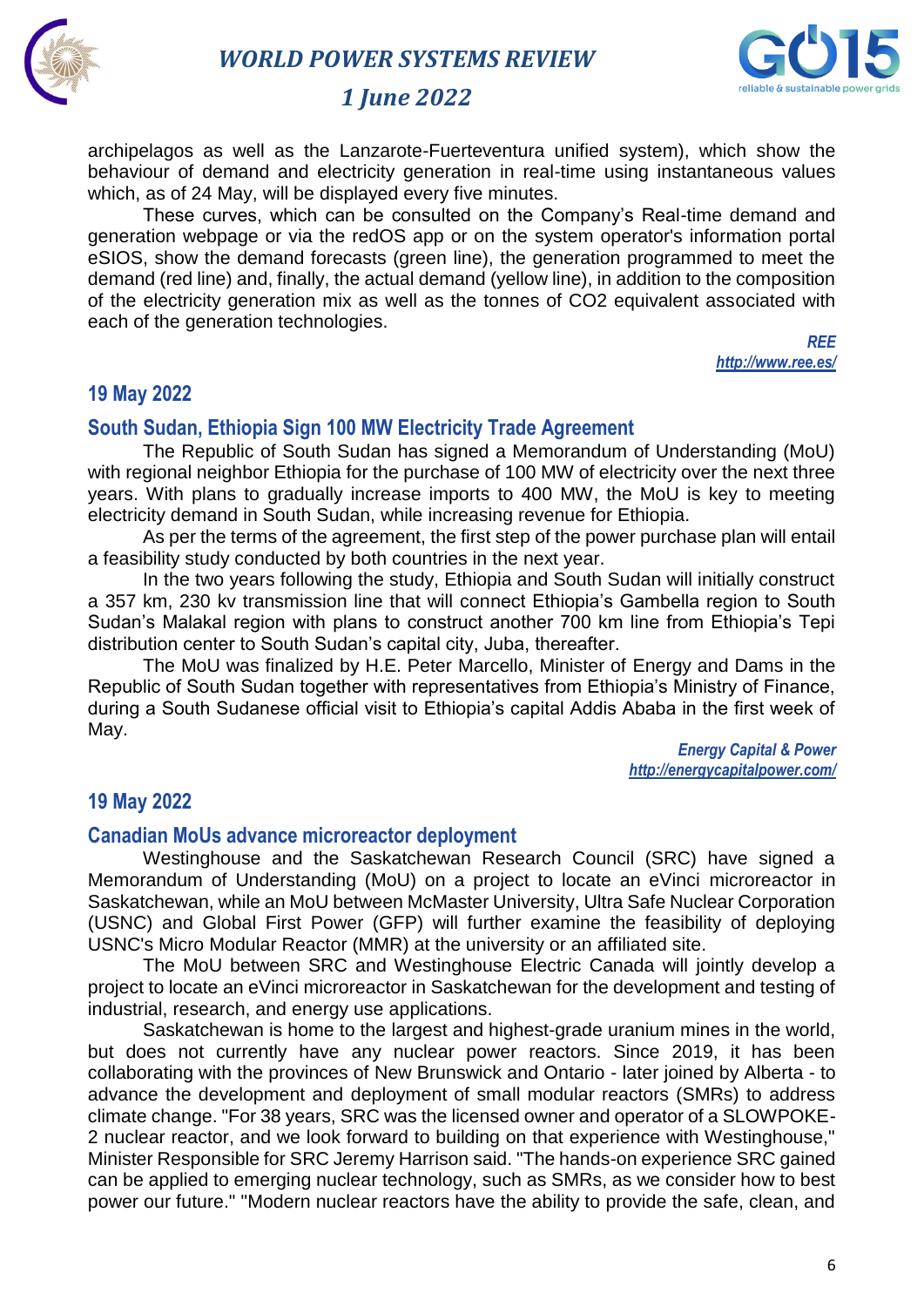archipelagos as well as the Lanzarote-Fuerteventura unified system), which show the behaviour of demand and electricity generation in real-time using instantaneous values which, as of 24 May, will be displayed every five minutes.

These curves, which can be consulted on the Company's Real-time demand and generation webpage or via the redOS app or on the system operator's information portal eSIOS, show the demand forecasts (green line), the generation programmed to meet the demand (red line) and, finally, the actual demand (yellow line), in addition to the composition of the electricity generation mix as well as the tonnes of $CO_2$ equivalent associated with each of the generation technologies.

*REE*
*http://www.ree.es/*

## 19 May 2022

### South Sudan, Ethiopia Sign 100 MW Electricity Trade Agreement

The Republic of South Sudan has signed a Memorandum of Understanding (MoU) with regional neighbor Ethiopia for the purchase of 100 MW of electricity over the next three years. With plans to gradually increase imports to 400 MW, the MoU is key to meeting electricity demand in South Sudan, while increasing revenue for Ethiopia.

As per the terms of the agreement, the first step of the power purchase plan will entail a feasibility study conducted by both countries in the next year.

In the two years following the study, Ethiopia and South Sudan will initially construct a 357 km, 230 kv transmission line that will connect Ethiopia's Gambella region to South Sudan's Malakal region with plans to construct another 700 km line from Ethiopia's Tepi distribution center to South Sudan's capital city, Juba, thereafter.

The MoU was finalized by H.E. Peter Marcello, Minister of Energy and Dams in the Republic of South Sudan together with representatives from Ethiopia's Ministry of Finance, during a South Sudanese official visit to Ethiopia's capital Addis Ababa in the first week of May.

*Energy Capital & Power*
*http://energycapitalpower.com/*

## 19 May 2022

### Canadian MoUs advance microreactor deployment

Westinghouse and the Saskatchewan Research Council (SRC) have signed a Memorandum of Understanding (MoU) on a project to locate an eVinci microreactor in Saskatchewan, while an MoU between McMaster University, Ultra Safe Nuclear Corporation (USNC) and Global First Power (GFP) will further examine the feasibility of deploying USNC's Micro Modular Reactor (MMR) at the university or an affiliated site.

The MoU between SRC and Westinghouse Electric Canada will jointly develop a project to locate an eVinci microreactor in Saskatchewan for the development and testing of industrial, research, and energy use applications.

Saskatchewan is home to the largest and highest-grade uranium mines in the world, but does not currently have any nuclear power reactors. Since 2019, it has been collaborating with the provinces of New Brunswick and Ontario - later joined by Alberta - to advance the development and deployment of small modular reactors (SMRs) to address climate change. "For 38 years, SRC was the licensed owner and operator of a SLOWPOKE-2 nuclear reactor, and we look forward to building on that experience with Westinghouse," Minister Responsible for SRC Jeremy Harrison said. "The hands-on experience SRC gained can be applied to emerging nuclear technology, such as SMRs, as we consider how to best power our future." "Modern nuclear reactors have the ability to provide the safe, clean, and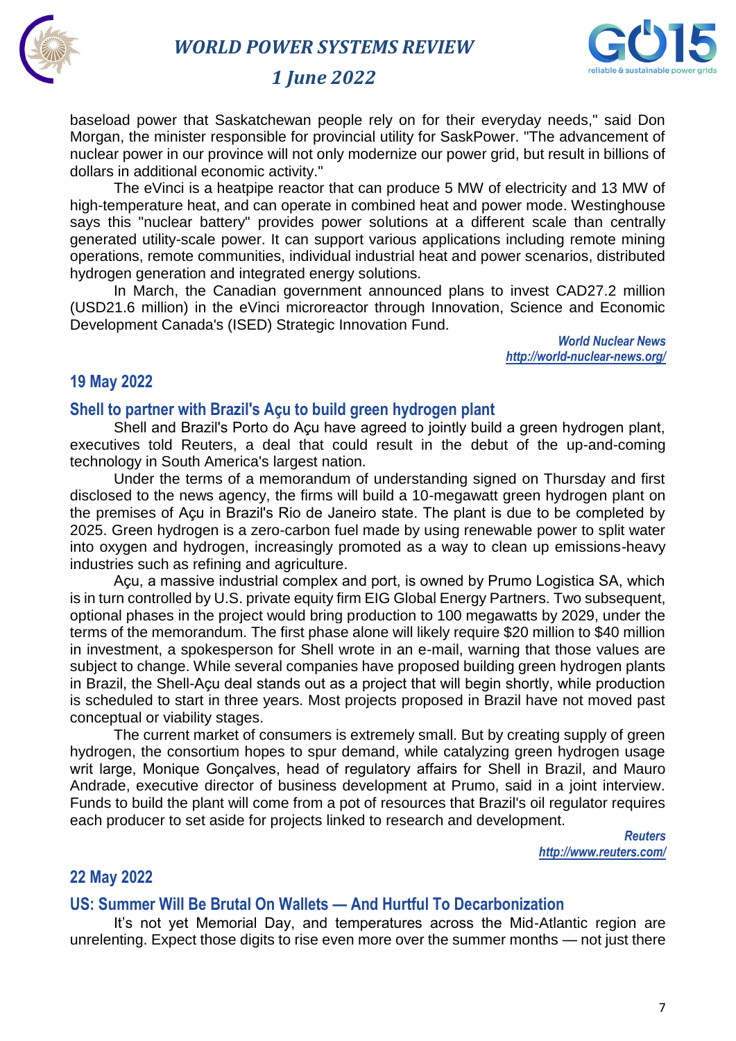baseload power that Saskatchewan people rely on for their everyday needs," said Don Morgan, the minister responsible for provincial utility for SaskPower. "The advancement of nuclear power in our province will not only modernize our power grid, but result in billions of dollars in additional economic activity."

The eVinci is a heatpipe reactor that can produce 5 MW of electricity and 13 MW of high-temperature heat, and can operate in combined heat and power mode. Westinghouse says this "nuclear battery" provides power solutions at a different scale than centrally generated utility-scale power. It can support various applications including remote mining operations, remote communities, individual industrial heat and power scenarios, distributed hydrogen generation and integrated energy solutions.

In March, the Canadian government announced plans to invest CAD27.2 million (USD21.6 million) in the eVinci microreactor through Innovation, Science and Economic Development Canada's (ISED) Strategic Innovation Fund.

*World Nuclear News*
*http://world-nuclear-news.org/*

## 19 May 2022

### Shell to partner with Brazil's Açu to build green hydrogen plant

Shell and Brazil's Porto do Açu have agreed to jointly build a green hydrogen plant, executives told Reuters, a deal that could result in the debut of the up-and-coming technology in South America's largest nation.

Under the terms of a memorandum of understanding signed on Thursday and first disclosed to the news agency, the firms will build a 10-megawatt green hydrogen plant on the premises of Açu in Brazil's Rio de Janeiro state. The plant is due to be completed by 2025. Green hydrogen is a zero-carbon fuel made by using renewable power to split water into oxygen and hydrogen, increasingly promoted as a way to clean up emissions-heavy industries such as refining and agriculture.

Açu, a massive industrial complex and port, is owned by Prumo Logistica SA, which is in turn controlled by U.S. private equity firm EIG Global Energy Partners. Two subsequent, optional phases in the project would bring production to 100 megawatts by 2029, under the terms of the memorandum. The first phase alone will likely require $20 million to $40 million in investment, a spokesperson for Shell wrote in an e-mail, warning that those values are subject to change. While several companies have proposed building green hydrogen plants in Brazil, the Shell-Açu deal stands out as a project that will begin shortly, while production is scheduled to start in three years. Most projects proposed in Brazil have not moved past conceptual or viability stages.

The current market of consumers is extremely small. But by creating supply of green hydrogen, the consortium hopes to spur demand, while catalyzing green hydrogen usage writ large, Monique Gonçalves, head of regulatory affairs for Shell in Brazil, and Mauro Andrade, executive director of business development at Prumo, said in a joint interview. Funds to build the plant will come from a pot of resources that Brazil's oil regulator requires each producer to set aside for projects linked to research and development.

*Reuters*
*http://www.reuters.com/*

## 22 May 2022

### US: Summer Will Be Brutal On Wallets — And Hurtful To Decarbonization

It's not yet Memorial Day, and temperatures across the Mid-Atlantic region are unrelenting. Expect those digits to rise even more over the summer months — not just there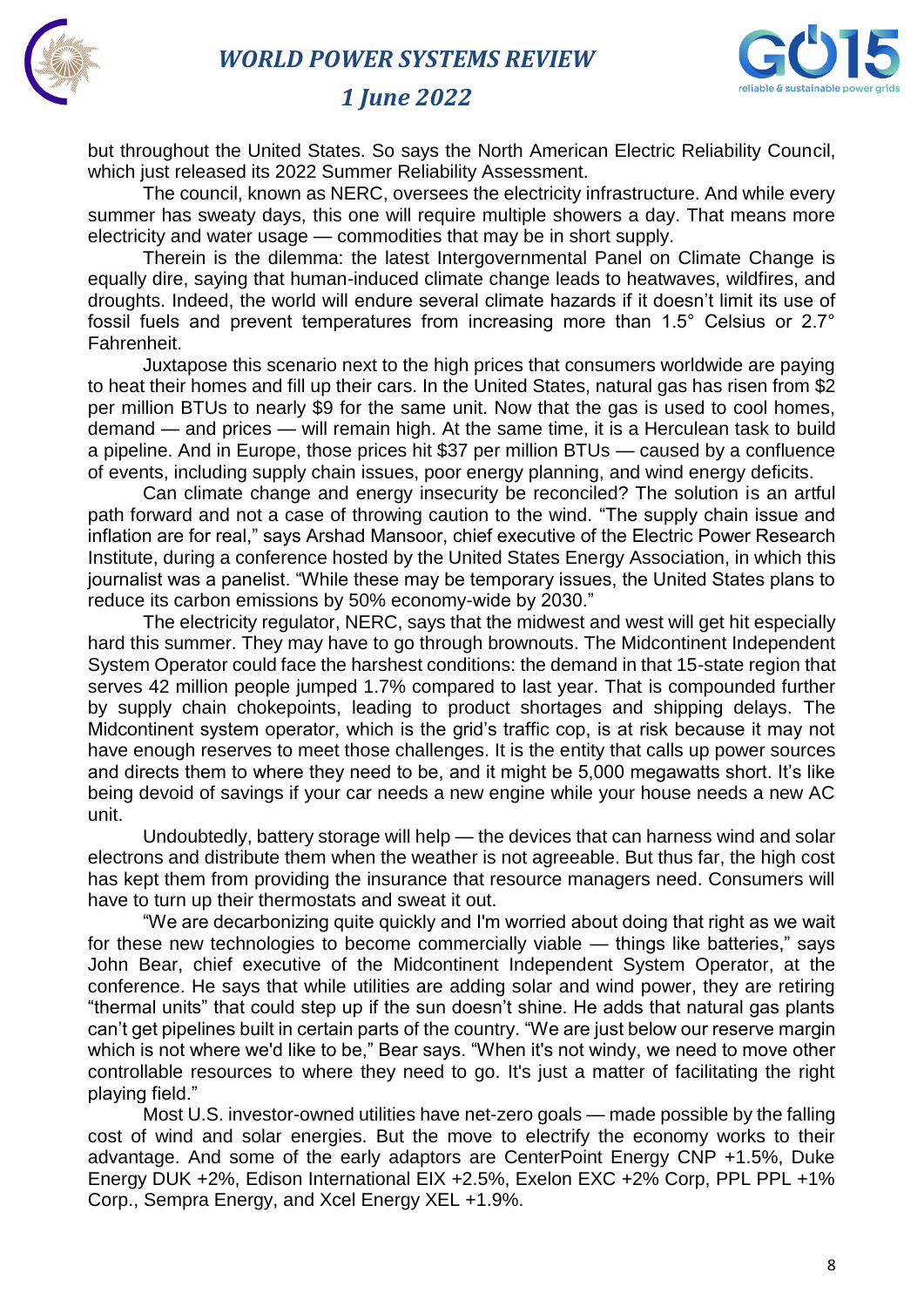but throughout the United States. So says the North American Electric Reliability Council, which just released its 2022 Summer Reliability Assessment.

The council, known as NERC, oversees the electricity infrastructure. And while every summer has sweaty days, this one will require multiple showers a day. That means more electricity and water usage — commodities that may be in short supply.

Therein is the dilemma: the latest Intergovernmental Panel on Climate Change is equally dire, saying that human-induced climate change leads to heatwaves, wildfires, and droughts. Indeed, the world will endure several climate hazards if it doesn't limit its use of fossil fuels and prevent temperatures from increasing more than 1.5° Celsius or 2.7° Fahrenheit.

Juxtapose this scenario next to the high prices that consumers worldwide are paying to heat their homes and fill up their cars. In the United States, natural gas has risen from $2 per million BTUs to nearly $9 for the same unit. Now that the gas is used to cool homes, demand — and prices — will remain high. At the same time, it is a Herculean task to build a pipeline. And in Europe, those prices hit $37 per million BTUs — caused by a confluence of events, including supply chain issues, poor energy planning, and wind energy deficits.

Can climate change and energy insecurity be reconciled? The solution is an artful path forward and not a case of throwing caution to the wind. "The supply chain issue and inflation are for real," says Arshad Mansoor, chief executive of the Electric Power Research Institute, during a conference hosted by the United States Energy Association, in which this journalist was a panelist. "While these may be temporary issues, the United States plans to reduce its carbon emissions by 50% economy-wide by 2030."

The electricity regulator, NERC, says that the midwest and west will get hit especially hard this summer. They may have to go through brownouts. The Midcontinent Independent System Operator could face the harshest conditions: the demand in that 15-state region that serves 42 million people jumped 1.7% compared to last year. That is compounded further by supply chain chokepoints, leading to product shortages and shipping delays. The Midcontinent system operator, which is the grid's traffic cop, is at risk because it may not have enough reserves to meet those challenges. It is the entity that calls up power sources and directs them to where they need to be, and it might be 5,000 megawatts short. It's like being devoid of savings if your car needs a new engine while your house needs a new AC unit.

Undoubtedly, battery storage will help — the devices that can harness wind and solar electrons and distribute them when the weather is not agreeable. But thus far, the high cost has kept them from providing the insurance that resource managers need. Consumers will have to turn up their thermostats and sweat it out.

"We are decarbonizing quite quickly and I'm worried about doing that right as we wait for these new technologies to become commercially viable — things like batteries," says John Bear, chief executive of the Midcontinent Independent System Operator, at the conference. He says that while utilities are adding solar and wind power, they are retiring "thermal units" that could step up if the sun doesn't shine. He adds that natural gas plants can't get pipelines built in certain parts of the country. "We are just below our reserve margin which is not where we'd like to be," Bear says. "When it's not windy, we need to move other controllable resources to where they need to go. It's just a matter of facilitating the right playing field."

Most U.S. investor-owned utilities have net-zero goals — made possible by the falling cost of wind and solar energies. But the move to electrify the economy works to their advantage. And some of the early adaptors are CenterPoint Energy CNP +1.5%, Duke Energy DUK +2%, Edison International EIX +2.5%, Exelon EXC +2% Corp, PPL PPL +1% Corp., Sempra Energy, and Xcel Energy XEL +1.9%.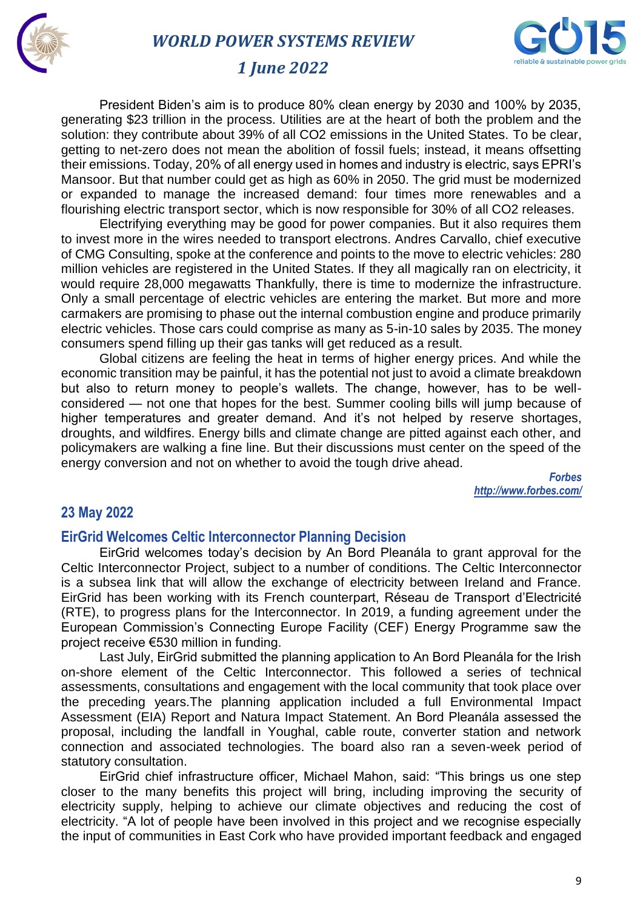President Biden's aim is to produce 80% clean energy by 2030 and 100% by 2035, generating \$23 trillion in the process. Utilities are at the heart of both the problem and the solution: they contribute about 39% of all $CO_2$ emissions in the United States. To be clear, getting to net-zero does not mean the abolition of fossil fuels; instead, it means offsetting their emissions. Today, 20% of all energy used in homes and industry is electric, says EPRI's Mansoor. But that number could get as high as 60% in 2050. The grid must be modernized or expanded to manage the increased demand: four times more renewables and a flourishing electric transport sector, which is now responsible for 30% of all $CO_2$ releases.

Electrifying everything may be good for power companies. But it also requires them to invest more in the wires needed to transport electrons. Andres Carvallo, chief executive of CMG Consulting, spoke at the conference and points to the move to electric vehicles: 280 million vehicles are registered in the United States. If they all magically ran on electricity, it would require 28,000 megawatts Thankfully, there is time to modernize the infrastructure. Only a small percentage of electric vehicles are entering the market. But more and more carmakers are promising to phase out the internal combustion engine and produce primarily electric vehicles. Those cars could comprise as many as 5-in-10 sales by 2035. The money consumers spend filling up their gas tanks will get reduced as a result.

Global citizens are feeling the heat in terms of higher energy prices. And while the economic transition may be painful, it has the potential not just to avoid a climate breakdown but also to return money to people's wallets. The change, however, has to be well-considered — not one that hopes for the best. Summer cooling bills will jump because of higher temperatures and greater demand. And it's not helped by reserve shortages, droughts, and wildfires. Energy bills and climate change are pitted against each other, and policymakers are walking a fine line. But their discussions must center on the speed of the energy conversion and not on whether to avoid the tough drive ahead.

***Forbes***
***http://www.forbes.com/***

## 23 May 2022

### EirGrid Welcomes Celtic Interconnector Planning Decision

EirGrid welcomes today's decision by An Bord Pleanála to grant approval for the Celtic Interconnector Project, subject to a number of conditions. The Celtic Interconnector is a subsea link that will allow the exchange of electricity between Ireland and France. EirGrid has been working with its French counterpart, Réseau de Transport d'Electricité (RTE), to progress plans for the Interconnector. In 2019, a funding agreement under the European Commission's Connecting Europe Facility (CEF) Energy Programme saw the project receive €530 million in funding.

Last July, EirGrid submitted the planning application to An Bord Pleanála for the Irish on-shore element of the Celtic Interconnector. This followed a series of technical assessments, consultations and engagement with the local community that took place over the preceding years.The planning application included a full Environmental Impact Assessment (EIA) Report and Natura Impact Statement. An Bord Pleanála assessed the proposal, including the landfall in Youghal, cable route, converter station and network connection and associated technologies. The board also ran a seven-week period of statutory consultation.

EirGrid chief infrastructure officer, Michael Mahon, said: "This brings us one step closer to the many benefits this project will bring, including improving the security of electricity supply, helping to achieve our climate objectives and reducing the cost of electricity. "A lot of people have been involved in this project and we recognise especially the input of communities in East Cork who have provided important feedback and engaged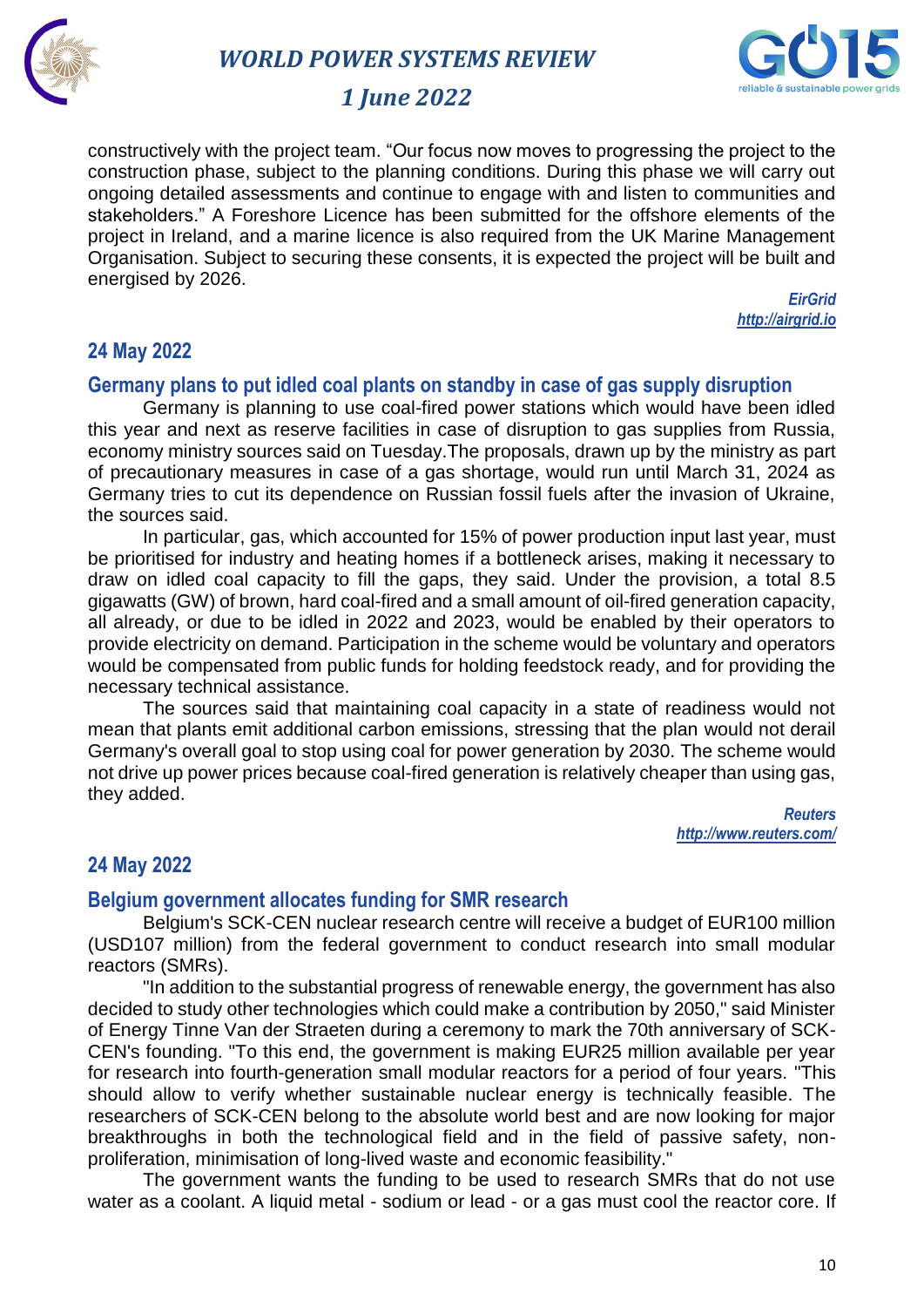constructively with the project team. “Our focus now moves to progressing the project to the construction phase, subject to the planning conditions. During this phase we will carry out ongoing detailed assessments and continue to engage with and listen to communities and stakeholders.” A Foreshore Licence has been submitted for the offshore elements of the project in Ireland, and a marine licence is also required from the UK Marine Management Organisation. Subject to securing these consents, it is expected the project will be built and energised by 2026.

*EirGrid*
*http://airgrid.io*

## 24 May 2022

### Germany plans to put idled coal plants on standby in case of gas supply disruption

Germany is planning to use coal-fired power stations which would have been idled this year and next as reserve facilities in case of disruption to gas supplies from Russia, economy ministry sources said on Tuesday.The proposals, drawn up by the ministry as part of precautionary measures in case of a gas shortage, would run until March 31, 2024 as Germany tries to cut its dependence on Russian fossil fuels after the invasion of Ukraine, the sources said.

In particular, gas, which accounted for 15% of power production input last year, must be prioritised for industry and heating homes if a bottleneck arises, making it necessary to draw on idled coal capacity to fill the gaps, they said. Under the provision, a total 8.5 gigawatts (GW) of brown, hard coal-fired and a small amount of oil-fired generation capacity, all already, or due to be idled in 2022 and 2023, would be enabled by their operators to provide electricity on demand. Participation in the scheme would be voluntary and operators would be compensated from public funds for holding feedstock ready, and for providing the necessary technical assistance.

The sources said that maintaining coal capacity in a state of readiness would not mean that plants emit additional carbon emissions, stressing that the plan would not derail Germany's overall goal to stop using coal for power generation by 2030. The scheme would not drive up power prices because coal-fired generation is relatively cheaper than using gas, they added.

*Reuters*
*http://www.reuters.com/*

## 24 May 2022

### Belgium government allocates funding for SMR research

Belgium's SCK-CEN nuclear research centre will receive a budget of EUR100 million (USD107 million) from the federal government to conduct research into small modular reactors (SMRs).

"In addition to the substantial progress of renewable energy, the government has also decided to study other technologies which could make a contribution by 2050," said Minister of Energy Tinne Van der Straeten during a ceremony to mark the 70th anniversary of SCK-CEN's founding. "To this end, the government is making EUR25 million available per year for research into fourth-generation small modular reactors for a period of four years. "This should allow to verify whether sustainable nuclear energy is technically feasible. The researchers of SCK-CEN belong to the absolute world best and are now looking for major breakthroughs in both the technological field and in the field of passive safety, non-proliferation, minimisation of long-lived waste and economic feasibility."

The government wants the funding to be used to research SMRs that do not use water as a coolant. A liquid metal - sodium or lead - or a gas must cool the reactor core. If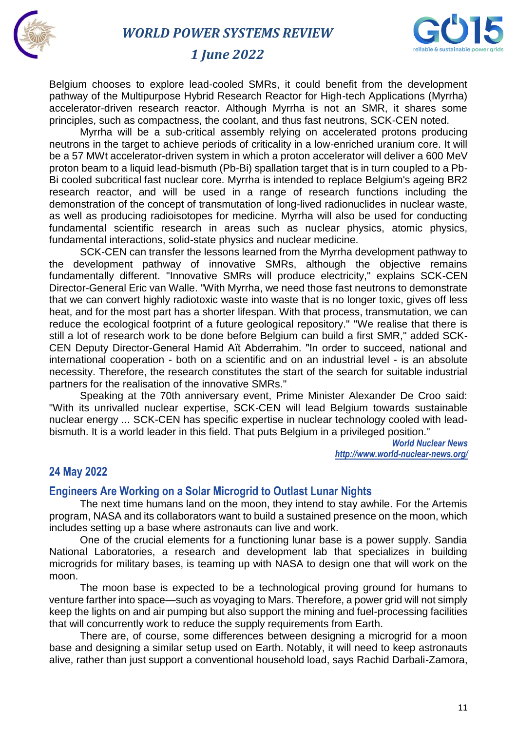Belgium chooses to explore lead-cooled SMRs, it could benefit from the development pathway of the Multipurpose Hybrid Research Reactor for High-tech Applications (Myrrha) accelerator-driven research reactor. Although Myrrha is not an SMR, it shares some principles, such as compactness, the coolant, and thus fast neutrons, SCK-CEN noted.

Myrrha will be a sub-critical assembly relying on accelerated protons producing neutrons in the target to achieve periods of criticality in a low-enriched uranium core. It will be a 57 MWt accelerator-driven system in which a proton accelerator will deliver a 600 MeV proton beam to a liquid lead-bismuth (Pb-Bi) spallation target that is in turn coupled to a Pb-Bi cooled subcritical fast nuclear core. Myrrha is intended to replace Belgium's ageing BR2 research reactor, and will be used in a range of research functions including the demonstration of the concept of transmutation of long-lived radionuclides in nuclear waste, as well as producing radioisotopes for medicine. Myrrha will also be used for conducting fundamental scientific research in areas such as nuclear physics, atomic physics, fundamental interactions, solid-state physics and nuclear medicine.

SCK-CEN can transfer the lessons learned from the Myrrha development pathway to the development pathway of innovative SMRs, although the objective remains fundamentally different. "Innovative SMRs will produce electricity," explains SCK-CEN Director-General Eric van Walle. "With Myrrha, we need those fast neutrons to demonstrate that we can convert highly radiotoxic waste into waste that is no longer toxic, gives off less heat, and for the most part has a shorter lifespan. With that process, transmutation, we can reduce the ecological footprint of a future geological repository." "We realise that there is still a lot of research work to be done before Belgium can build a first SMR," added SCK-CEN Deputy Director-General Hamid Aït Abderrahim. "In order to succeed, national and international cooperation - both on a scientific and on an industrial level - is an absolute necessity. Therefore, the research constitutes the start of the search for suitable industrial partners for the realisation of the innovative SMRs."

Speaking at the 70th anniversary event, Prime Minister Alexander De Croo said: "With its unrivalled nuclear expertise, SCK-CEN will lead Belgium towards sustainable nuclear energy ... SCK-CEN has specific expertise in nuclear technology cooled with lead-bismuth. It is a world leader in this field. That puts Belgium in a privileged position."

***World Nuclear News***
***http://www.world-nuclear-news.org/***

## 24 May 2022

### Engineers Are Working on a Solar Microgrid to Outlast Lunar Nights

The next time humans land on the moon, they intend to stay awhile. For the Artemis program, NASA and its collaborators want to build a sustained presence on the moon, which includes setting up a base where astronauts can live and work.

One of the crucial elements for a functioning lunar base is a power supply. Sandia National Laboratories, a research and development lab that specializes in building microgrids for military bases, is teaming up with NASA to design one that will work on the moon.

The moon base is expected to be a technological proving ground for humans to venture farther into space—such as voyaging to Mars. Therefore, a power grid will not simply keep the lights on and air pumping but also support the mining and fuel-processing facilities that will concurrently work to reduce the supply requirements from Earth.

There are, of course, some differences between designing a microgrid for a moon base and designing a similar setup used on Earth. Notably, it will need to keep astronauts alive, rather than just support a conventional household load, says Rachid Darbali-Zamora,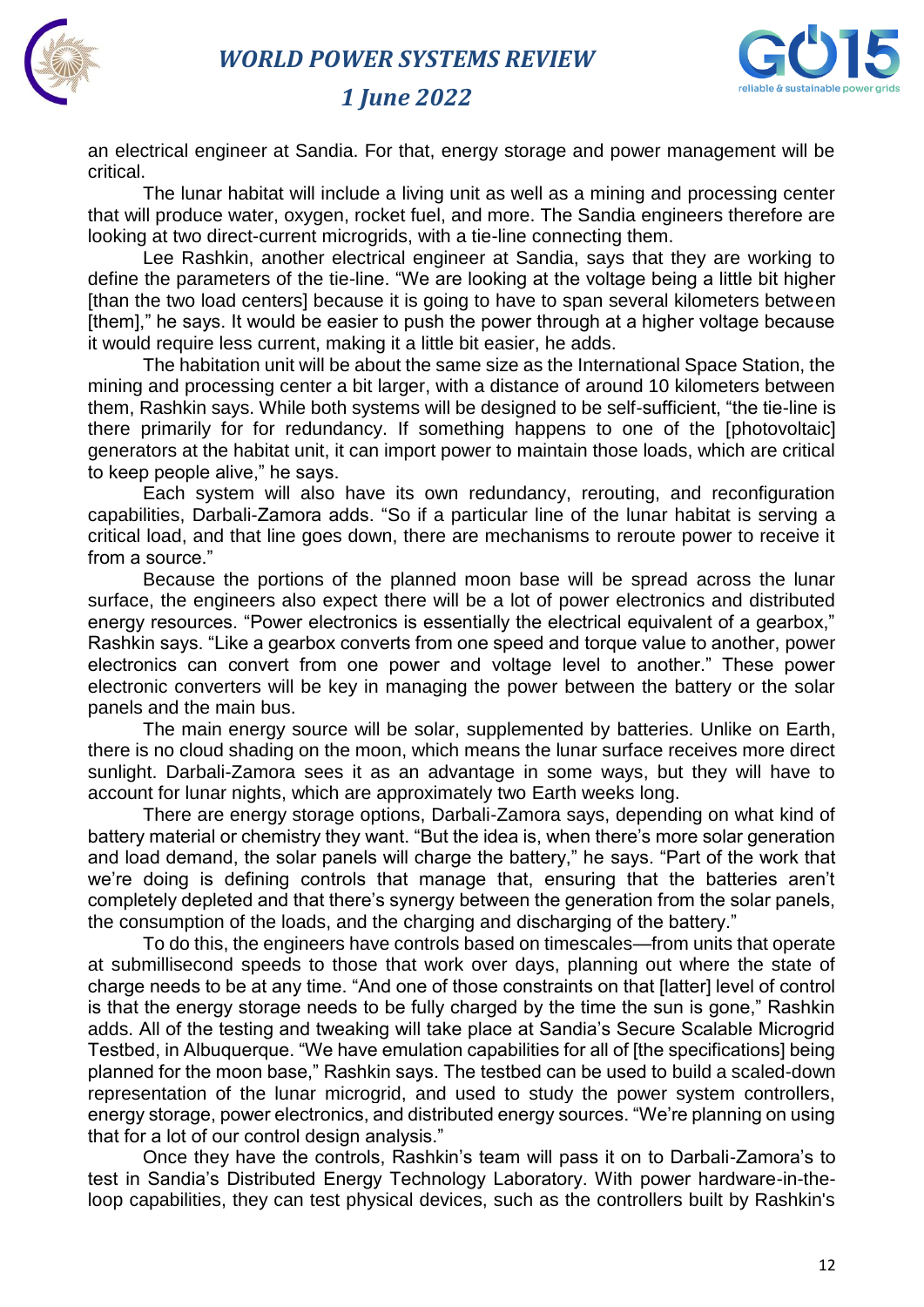an electrical engineer at Sandia. For that, energy storage and power management will be critical.

The lunar habitat will include a living unit as well as a mining and processing center that will produce water, oxygen, rocket fuel, and more. The Sandia engineers therefore are looking at two direct-current microgrids, with a tie-line connecting them.

Lee Rashkin, another electrical engineer at Sandia, says that they are working to define the parameters of the tie-line. "We are looking at the voltage being a little bit higher [than the two load centers] because it is going to have to span several kilometers between [them]," he says. It would be easier to push the power through at a higher voltage because it would require less current, making it a little bit easier, he adds.

The habitation unit will be about the same size as the International Space Station, the mining and processing center a bit larger, with a distance of around 10 kilometers between them, Rashkin says. While both systems will be designed to be self-sufficient, "the tie-line is there primarily for for redundancy. If something happens to one of the [photovoltaic] generators at the habitat unit, it can import power to maintain those loads, which are critical to keep people alive," he says.

Each system will also have its own redundancy, rerouting, and reconfiguration capabilities, Darbali-Zamora adds. "So if a particular line of the lunar habitat is serving a critical load, and that line goes down, there are mechanisms to reroute power to receive it from a source."

Because the portions of the planned moon base will be spread across the lunar surface, the engineers also expect there will be a lot of power electronics and distributed energy resources. "Power electronics is essentially the electrical equivalent of a gearbox," Rashkin says. "Like a gearbox converts from one speed and torque value to another, power electronics can convert from one power and voltage level to another." These power electronic converters will be key in managing the power between the battery or the solar panels and the main bus.

The main energy source will be solar, supplemented by batteries. Unlike on Earth, there is no cloud shading on the moon, which means the lunar surface receives more direct sunlight. Darbali-Zamora sees it as an advantage in some ways, but they will have to account for lunar nights, which are approximately two Earth weeks long.

There are energy storage options, Darbali-Zamora says, depending on what kind of battery material or chemistry they want. "But the idea is, when there's more solar generation and load demand, the solar panels will charge the battery," he says. "Part of the work that we're doing is defining controls that manage that, ensuring that the batteries aren't completely depleted and that there's synergy between the generation from the solar panels, the consumption of the loads, and the charging and discharging of the battery."

To do this, the engineers have controls based on timescales—from units that operate at submillisecond speeds to those that work over days, planning out where the state of charge needs to be at any time. "And one of those constraints on that [latter] level of control is that the energy storage needs to be fully charged by the time the sun is gone," Rashkin adds. All of the testing and tweaking will take place at Sandia's Secure Scalable Microgrid Testbed, in Albuquerque. "We have emulation capabilities for all of [the specifications] being planned for the moon base," Rashkin says. The testbed can be used to build a scaled-down representation of the lunar microgrid, and used to study the power system controllers, energy storage, power electronics, and distributed energy sources. "We're planning on using that for a lot of our control design analysis."

Once they have the controls, Rashkin's team will pass it on to Darbali-Zamora's to test in Sandia's Distributed Energy Technology Laboratory. With power hardware-in-the-loop capabilities, they can test physical devices, such as the controllers built by Rashkin's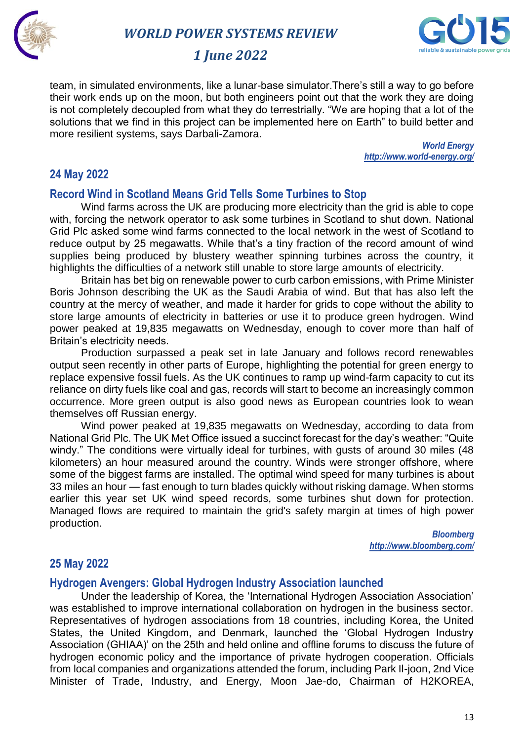team, in simulated environments, like a lunar-base simulator.There's still a way to go before their work ends up on the moon, but both engineers point out that the work they are doing is not completely decoupled from what they do terrestrially. "We are hoping that a lot of the solutions that we find in this project can be implemented here on Earth" to build better and more resilient systems, says Darbali-Zamora.

*World Energy*
*http://www.world-energy.org/*

## 24 May 2022

### Record Wind in Scotland Means Grid Tells Some Turbines to Stop

Wind farms across the UK are producing more electricity than the grid is able to cope with, forcing the network operator to ask some turbines in Scotland to shut down. National Grid Plc asked some wind farms connected to the local network in the west of Scotland to reduce output by 25 megawatts. While that's a tiny fraction of the record amount of wind supplies being produced by blustery weather spinning turbines across the country, it highlights the difficulties of a network still unable to store large amounts of electricity.

Britain has bet big on renewable power to curb carbon emissions, with Prime Minister Boris Johnson describing the UK as the Saudi Arabia of wind. But that has also left the country at the mercy of weather, and made it harder for grids to cope without the ability to store large amounts of electricity in batteries or use it to produce green hydrogen. Wind power peaked at 19,835 megawatts on Wednesday, enough to cover more than half of Britain's electricity needs.

Production surpassed a peak set in late January and follows record renewables output seen recently in other parts of Europe, highlighting the potential for green energy to replace expensive fossil fuels. As the UK continues to ramp up wind-farm capacity to cut its reliance on dirty fuels like coal and gas, records will start to become an increasingly common occurrence. More green output is also good news as European countries look to wean themselves off Russian energy.

Wind power peaked at 19,835 megawatts on Wednesday, according to data from National Grid Plc. The UK Met Office issued a succinct forecast for the day's weather: "Quite windy." The conditions were virtually ideal for turbines, with gusts of around 30 miles (48 kilometers) an hour measured around the country. Winds were stronger offshore, where some of the biggest farms are installed. The optimal wind speed for many turbines is about 33 miles an hour — fast enough to turn blades quickly without risking damage. When storms earlier this year set UK wind speed records, some turbines shut down for protection. Managed flows are required to maintain the grid's safety margin at times of high power production.

*Bloomberg*
*http://www.bloomberg.com/*

## 25 May 2022

### Hydrogen Avengers: Global Hydrogen Industry Association launched

Under the leadership of Korea, the 'International Hydrogen Association Association' was established to improve international collaboration on hydrogen in the business sector. Representatives of hydrogen associations from 18 countries, including Korea, the United States, the United Kingdom, and Denmark, launched the 'Global Hydrogen Industry Association (GHIAA)' on the 25th and held online and offline forums to discuss the future of hydrogen economic policy and the importance of private hydrogen cooperation. Officials from local companies and organizations attended the forum, including Park Il-joon, 2nd Vice Minister of Trade, Industry, and Energy, Moon Jae-do, Chairman of H2KOREA,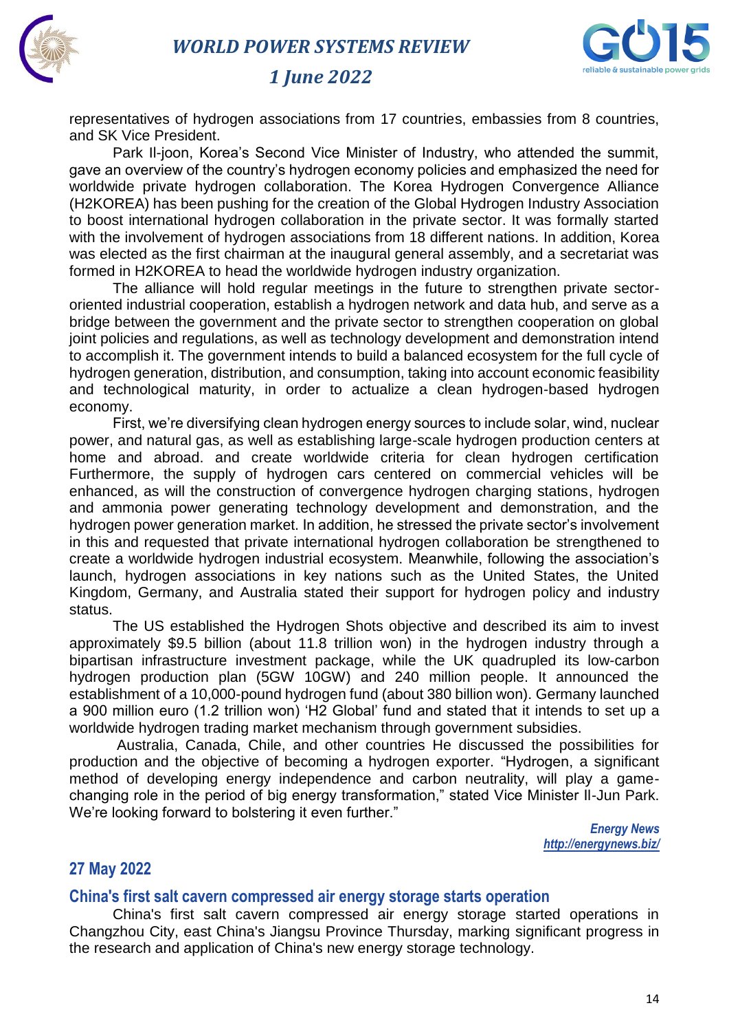representatives of hydrogen associations from 17 countries, embassies from 8 countries, and SK Vice President.

Park Il-joon, Korea's Second Vice Minister of Industry, who attended the summit, gave an overview of the country's hydrogen economy policies and emphasized the need for worldwide private hydrogen collaboration. The Korea Hydrogen Convergence Alliance (H2KOREA) has been pushing for the creation of the Global Hydrogen Industry Association to boost international hydrogen collaboration in the private sector. It was formally started with the involvement of hydrogen associations from 18 different nations. In addition, Korea was elected as the first chairman at the inaugural general assembly, and a secretariat was formed in H2KOREA to head the worldwide hydrogen industry organization.

The alliance will hold regular meetings in the future to strengthen private sector-oriented industrial cooperation, establish a hydrogen network and data hub, and serve as a bridge between the government and the private sector to strengthen cooperation on global joint policies and regulations, as well as technology development and demonstration intend to accomplish it. The government intends to build a balanced ecosystem for the full cycle of hydrogen generation, distribution, and consumption, taking into account economic feasibility and technological maturity, in order to actualize a clean hydrogen-based hydrogen economy.

First, we're diversifying clean hydrogen energy sources to include solar, wind, nuclear power, and natural gas, as well as establishing large-scale hydrogen production centers at home and abroad. and create worldwide criteria for clean hydrogen certification Furthermore, the supply of hydrogen cars centered on commercial vehicles will be enhanced, as will the construction of convergence hydrogen charging stations, hydrogen and ammonia power generating technology development and demonstration, and the hydrogen power generation market. In addition, he stressed the private sector's involvement in this and requested that private international hydrogen collaboration be strengthened to create a worldwide hydrogen industrial ecosystem. Meanwhile, following the association's launch, hydrogen associations in key nations such as the United States, the United Kingdom, Germany, and Australia stated their support for hydrogen policy and industry status.

The US established the Hydrogen Shots objective and described its aim to invest approximately $9.5 billion (about 11.8 trillion won) in the hydrogen industry through a bipartisan infrastructure investment package, while the UK quadrupled its low-carbon hydrogen production plan (5GW 10GW) and 240 million people. It announced the establishment of a 10,000-pound hydrogen fund (about 380 billion won). Germany launched a 900 million euro (1.2 trillion won) 'H2 Global' fund and stated that it intends to set up a worldwide hydrogen trading market mechanism through government subsidies.

Australia, Canada, Chile, and other countries He discussed the possibilities for production and the objective of becoming a hydrogen exporter. "Hydrogen, a significant method of developing energy independence and carbon neutrality, will play a game-changing role in the period of big energy transformation," stated Vice Minister Il-Jun Park. We're looking forward to bolstering it even further."

*Energy News*
*http://energynews.biz/*

## 27 May 2022

### China's first salt cavern compressed air energy storage starts operation

China's first salt cavern compressed air energy storage started operations in Changzhou City, east China's Jiangsu Province Thursday, marking significant progress in the research and application of China's new energy storage technology.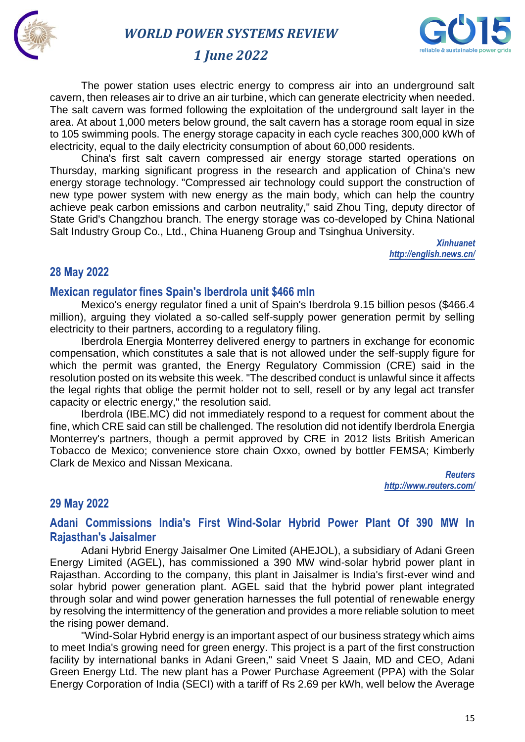The power station uses electric energy to compress air into an underground salt cavern, then releases air to drive an air turbine, which can generate electricity when needed. The salt cavern was formed following the exploitation of the underground salt layer in the area. At about 1,000 meters below ground, the salt cavern has a storage room equal in size to 105 swimming pools. The energy storage capacity in each cycle reaches 300,000 kWh of electricity, equal to the daily electricity consumption of about 60,000 residents.

China's first salt cavern compressed air energy storage started operations on Thursday, marking significant progress in the research and application of China's new energy storage technology. "Compressed air technology could support the construction of new type power system with new energy as the main body, which can help the country achieve peak carbon emissions and carbon neutrality," said Zhou Ting, deputy director of State Grid's Changzhou branch. The energy storage was co-developed by China National Salt Industry Group Co., Ltd., China Huaneng Group and Tsinghua University.

*Xinhuanet*
*http://english.news.cn/*

## 28 May 2022

### Mexican regulator fines Spain's Iberdrola unit $466 mln

Mexico's energy regulator fined a unit of Spain's Iberdrola 9.15 billion pesos ($466.4 million), arguing they violated a so-called self-supply power generation permit by selling electricity to their partners, according to a regulatory filing.

Iberdrola Energia Monterrey delivered energy to partners in exchange for economic compensation, which constitutes a sale that is not allowed under the self-supply figure for which the permit was granted, the Energy Regulatory Commission (CRE) said in the resolution posted on its website this week. "The described conduct is unlawful since it affects the legal rights that oblige the permit holder not to sell, resell or by any legal act transfer capacity or electric energy," the resolution said.

Iberdrola (IBE.MC) did not immediately respond to a request for comment about the fine, which CRE said can still be challenged. The resolution did not identify Iberdrola Energia Monterrey's partners, though a permit approved by CRE in 2012 lists British American Tobacco de Mexico; convenience store chain Oxxo, owned by bottler FEMSA; Kimberly Clark de Mexico and Nissan Mexicana.

*Reuters*
*http://www.reuters.com/*

## 29 May 2022

### Adani Commissions India's First Wind-Solar Hybrid Power Plant Of 390 MW In Rajasthan's Jaisalmer

Adani Hybrid Energy Jaisalmer One Limited (AHEJOL), a subsidiary of Adani Green Energy Limited (AGEL), has commissioned a 390 MW wind-solar hybrid power plant in Rajasthan. According to the company, this plant in Jaisalmer is India's first-ever wind and solar hybrid power generation plant. AGEL said that the hybrid power plant integrated through solar and wind power generation harnesses the full potential of renewable energy by resolving the intermittency of the generation and provides a more reliable solution to meet the rising power demand.

"Wind-Solar Hybrid energy is an important aspect of our business strategy which aims to meet India's growing need for green energy. This project is a part of the first construction facility by international banks in Adani Green," said Vneet S Jaain, MD and CEO, Adani Green Energy Ltd. The new plant has a Power Purchase Agreement (PPA) with the Solar Energy Corporation of India (SECI) with a tariff of Rs 2.69 per kWh, well below the Average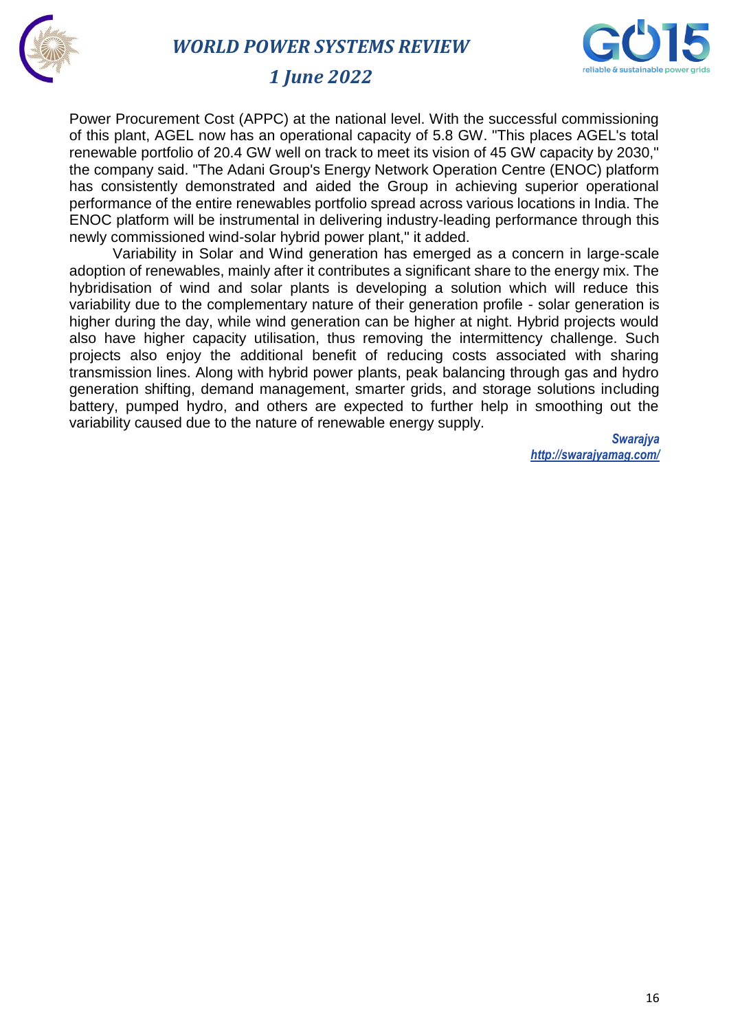Power Procurement Cost (APPC) at the national level. With the successful commissioning of this plant, AGEL now has an operational capacity of 5.8 GW. "This places AGEL's total renewable portfolio of 20.4 GW well on track to meet its vision of 45 GW capacity by 2030," the company said. "The Adani Group's Energy Network Operation Centre (ENOC) platform has consistently demonstrated and aided the Group in achieving superior operational performance of the entire renewables portfolio spread across various locations in India. The ENOC platform will be instrumental in delivering industry-leading performance through this newly commissioned wind-solar hybrid power plant," it added.

Variability in Solar and Wind generation has emerged as a concern in large-scale adoption of renewables, mainly after it contributes a significant share to the energy mix. The hybridisation of wind and solar plants is developing a solution which will reduce this variability due to the complementary nature of their generation profile - solar generation is higher during the day, while wind generation can be higher at night. Hybrid projects would also have higher capacity utilisation, thus removing the intermittency challenge. Such projects also enjoy the additional benefit of reducing costs associated with sharing transmission lines. Along with hybrid power plants, peak balancing through gas and hydro generation shifting, demand management, smarter grids, and storage solutions including battery, pumped hydro, and others are expected to further help in smoothing out the variability caused due to the nature of renewable energy supply.

***Swarajya***
***http://swarajyamag.com/***